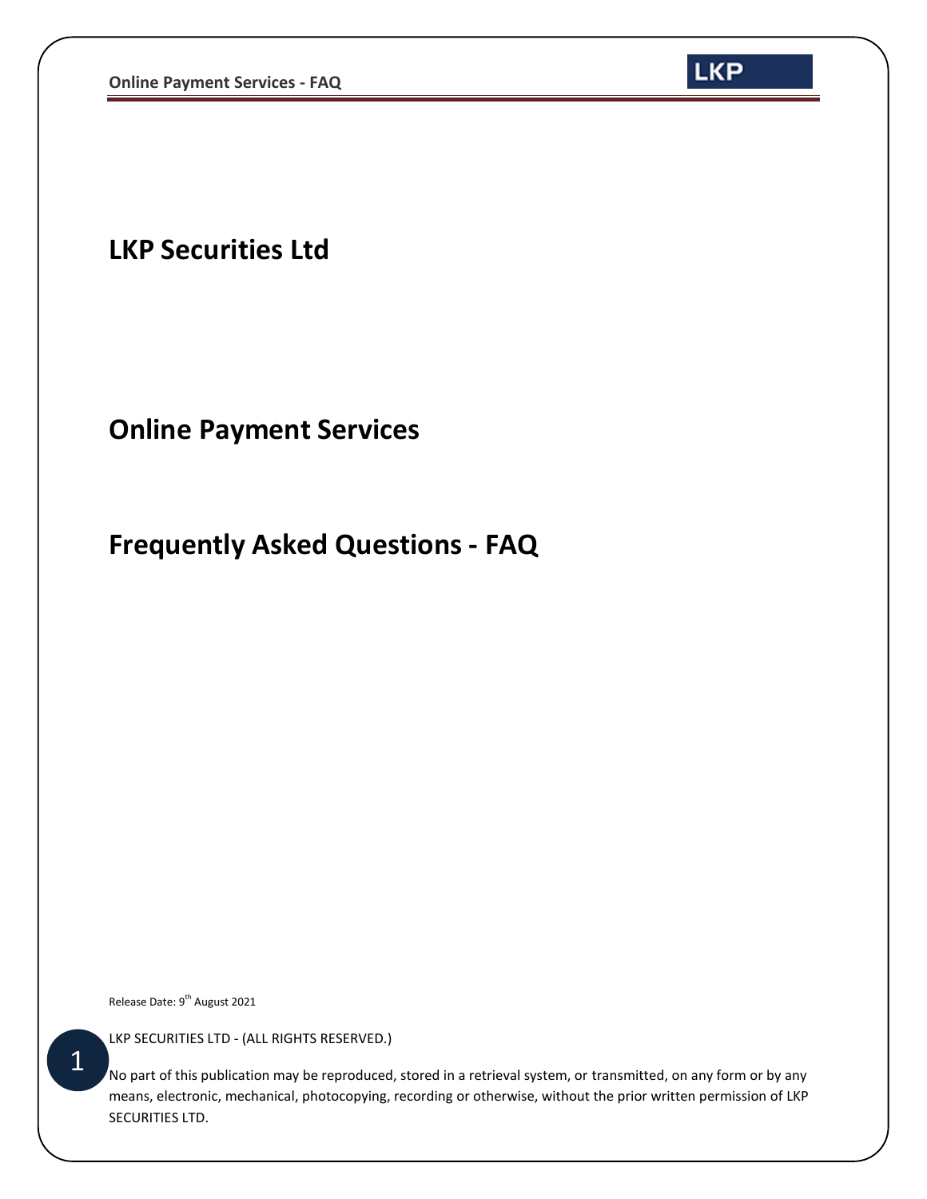# LKP Securities Ltd

## Online Payment Services

## Frequently Asked Questions - FAQ

Release Date: 9th August 2021

LKP SECURITIES LTD - (ALL RIGHTS RESERVED.)

No part of this publication may be reproduced, stored in a retrieval system, or transmitted, on any form or by any means, electronic, mechanical, photocopying, recording or otherwise, without the prior written permission of LKP SECURITIES LTD.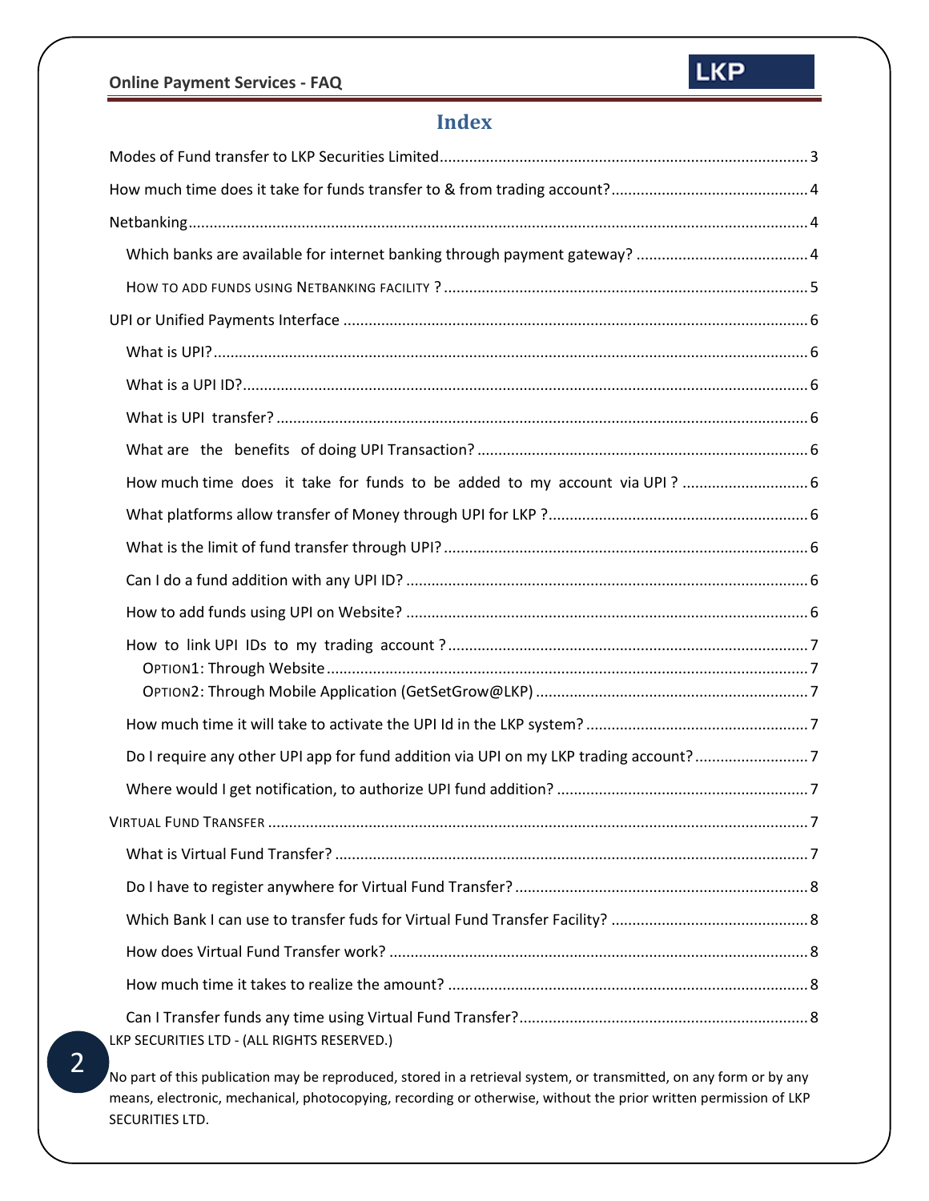# Index

Modes of Fund transfer to LKP Securities Limited ........ 3

How much time does it take for funds transfer to & from trading account? ........ 4

Netbanking ........ 4

- Which banks are available for internet banking through payment gateway? ........ 4
- HOW TO ADD FUNDS USING NETBANKING FACILITY ? ........ 5

UPI or Unified Payments Interface ........ 6

- What is UPI? ........ 6
- What is a UPI ID? ........ 6
- What is UPI transfer? ........ 6
- What are the benefits of doing UPI Transaction? ........ 6
- How much time does it take for funds to be added to my account via UPI ? ........ 6
- What platforms allow transfer of Money through UPI for LKP ? ........ 6
- What is the limit of fund transfer through UPI? ........ 6
- Can I do a fund addition with any UPI ID? ........ 6
- How to add funds using UPI on Website? ........ 6
- How to link UPI IDs to my trading account ? ........ 7
  - OPTION1: Through Website ........ 7
  - OPTION2: Through Mobile Application (GetSetGrow@LKP) ........ 7
- How much time it will take to activate the UPI Id in the LKP system? ........ 7
- Do I require any other UPI app for fund addition via UPI on my LKP trading account? ........ 7
- Where would I get notification, to authorize UPI fund addition? ........ 7

VIRTUAL FUND TRANSFER ........ 7

- What is Virtual Fund Transfer? ........ 7
- Do I have to register anywhere for Virtual Fund Transfer? ........ 8
- Which Bank I can use to transfer fuds for Virtual Fund Transfer Facility? ........ 8
- How does Virtual Fund Transfer work? ........ 8
- How much time it takes to realize the amount? ........ 8
- Can I Transfer funds any time using Virtual Fund Transfer? ........ 8

LKP SECURITIES LTD - (ALL RIGHTS RESERVED.)

No part of this publication may be reproduced, stored in a retrieval system, or transmitted, on any form or by any means, electronic, mechanical, photocopying, recording or otherwise, without the prior written permission of LKP SECURITIES LTD.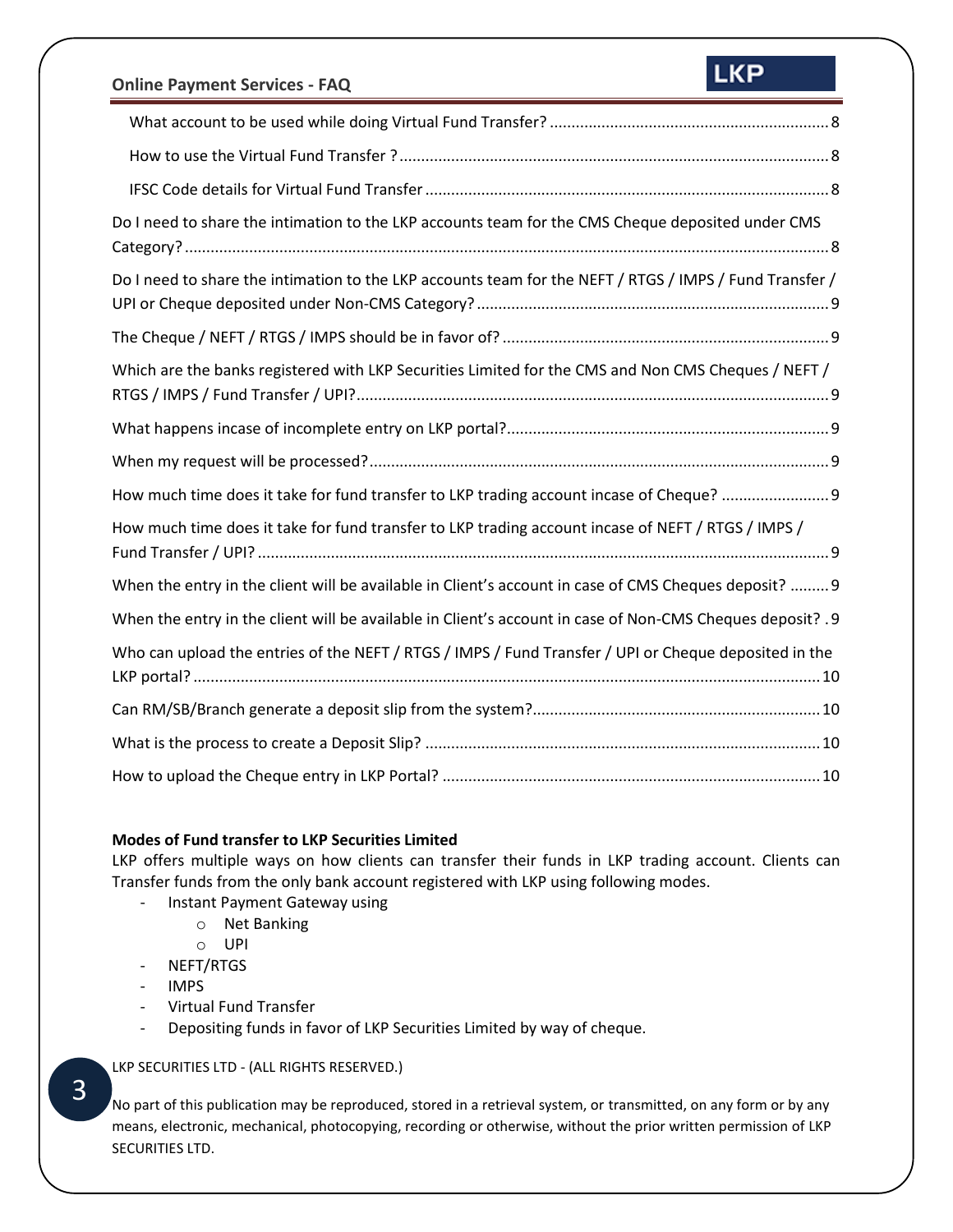What account to be used while doing Virtual Fund Transfer? ........ 8

How to use the Virtual Fund Transfer ? ........ 8

IFSC Code details for Virtual Fund Transfer ........ 8

Do I need to share the intimation to the LKP accounts team for the CMS Cheque deposited under CMS Category? ........ 8

Do I need to share the intimation to the LKP accounts team for the NEFT / RTGS / IMPS / Fund Transfer / UPI or Cheque deposited under Non-CMS Category? ........ 9

The Cheque / NEFT / RTGS / IMPS should be in favor of? ........ 9

Which are the banks registered with LKP Securities Limited for the CMS and Non CMS Cheques / NEFT / RTGS / IMPS / Fund Transfer / UPI? ........ 9

What happens incase of incomplete entry on LKP portal? ........ 9

When my request will be processed? ........ 9

How much time does it take for fund transfer to LKP trading account incase of Cheque? ........ 9

How much time does it take for fund transfer to LKP trading account incase of NEFT / RTGS / IMPS / Fund Transfer / UPI? ........ 9

When the entry in the client will be available in Client's account in case of CMS Cheques deposit? ........ 9

When the entry in the client will be available in Client's account in case of Non-CMS Cheques deposit? . 9

Who can upload the entries of the NEFT / RTGS / IMPS / Fund Transfer / UPI or Cheque deposited in the LKP portal? ........ 10

Can RM/SB/Branch generate a deposit slip from the system? ........ 10

What is the process to create a Deposit Slip? ........ 10

How to upload the Cheque entry in LKP Portal? ........ 10

**Modes of Fund transfer to LKP Securities Limited**

LKP offers multiple ways on how clients can transfer their funds in LKP trading account. Clients can Transfer funds from the only bank account registered with LKP using following modes.

- Instant Payment Gateway using
  - Net Banking
  - UPI
- NEFT/RTGS
- IMPS
- Virtual Fund Transfer
- Depositing funds in favor of LKP Securities Limited by way of cheque.

LKP SECURITIES LTD - (ALL RIGHTS RESERVED.)

No part of this publication may be reproduced, stored in a retrieval system, or transmitted, on any form or by any means, electronic, mechanical, photocopying, recording or otherwise, without the prior written permission of LKP SECURITIES LTD.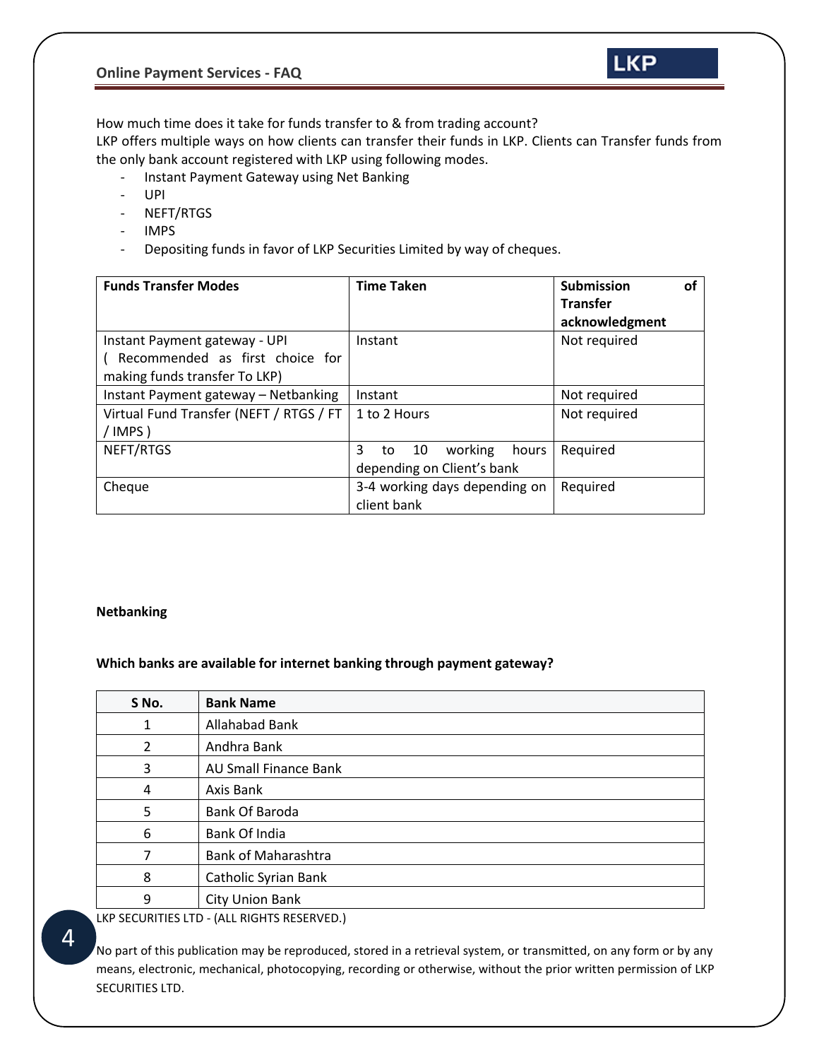How much time does it take for funds transfer to & from trading account?
LKP offers multiple ways on how clients can transfer their funds in LKP. Clients can Transfer funds from the only bank account registered with LKP using following modes.

- Instant Payment Gateway using Net Banking
- UPI
- NEFT/RTGS
- IMPS
- Depositing funds in favor of LKP Securities Limited by way of cheques.

| Funds Transfer Modes | Time Taken | Submission of Transfer acknowledgment |
|---|---|---|
| Instant Payment gateway - UPI ( Recommended as first choice for making funds transfer To LKP) | Instant | Not required |
| Instant Payment gateway – Netbanking | Instant | Not required |
| Virtual Fund Transfer (NEFT / RTGS / FT / IMPS ) | 1 to 2 Hours | Not required |
| NEFT/RTGS | 3 to 10 working hours depending on Client's bank | Required |
| Cheque | 3-4 working days depending on client bank | Required |

**Netbanking**

**Which banks are available for internet banking through payment gateway?**

| S No. | Bank Name |
|---|---|
| 1 | Allahabad Bank |
| 2 | Andhra Bank |
| 3 | AU Small Finance Bank |
| 4 | Axis Bank |
| 5 | Bank Of Baroda |
| 6 | Bank Of India |
| 7 | Bank of Maharashtra |
| 8 | Catholic Syrian Bank |
| 9 | City Union Bank |

LKP SECURITIES LTD - (ALL RIGHTS RESERVED.)

No part of this publication may be reproduced, stored in a retrieval system, or transmitted, on any form or by any means, electronic, mechanical, photocopying, recording or otherwise, without the prior written permission of LKP SECURITIES LTD.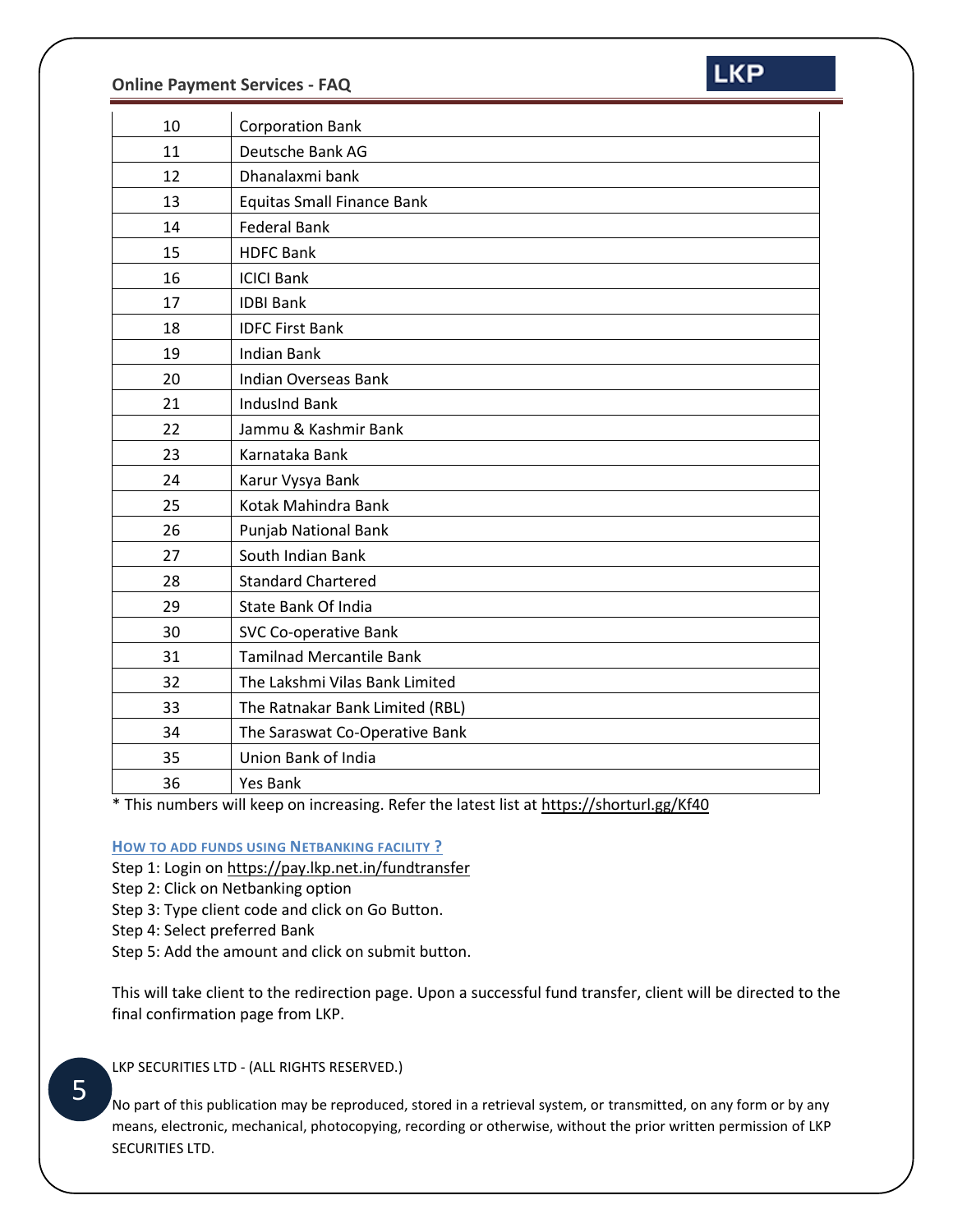| | |
|---|---|
| 10 | Corporation Bank |
| 11 | Deutsche Bank AG |
| 12 | Dhanalaxmi bank |
| 13 | Equitas Small Finance Bank |
| 14 | Federal Bank |
| 15 | HDFC Bank |
| 16 | ICICI Bank |
| 17 | IDBI Bank |
| 18 | IDFC First Bank |
| 19 | Indian Bank |
| 20 | Indian Overseas Bank |
| 21 | IndusInd Bank |
| 22 | Jammu & Kashmir Bank |
| 23 | Karnataka Bank |
| 24 | Karur Vysya Bank |
| 25 | Kotak Mahindra Bank |
| 26 | Punjab National Bank |
| 27 | South Indian Bank |
| 28 | Standard Chartered |
| 29 | State Bank Of India |
| 30 | SVC Co-operative Bank |
| 31 | Tamilnad Mercantile Bank |
| 32 | The Lakshmi Vilas Bank Limited |
| 33 | The Ratnakar Bank Limited (RBL) |
| 34 | The Saraswat Co-Operative Bank |
| 35 | Union Bank of India |
| 36 | Yes Bank |

* This numbers will keep on increasing. Refer the latest list at https://shorturl.gg/Kf40

### HOW TO ADD FUNDS USING NETBANKING FACILITY ?

Step 1: Login on https://pay.lkp.net.in/fundtransfer
Step 2: Click on Netbanking option
Step 3: Type client code and click on Go Button.
Step 4: Select preferred Bank
Step 5: Add the amount and click on submit button.

This will take client to the redirection page. Upon a successful fund transfer, client will be directed to the final confirmation page from LKP.

LKP SECURITIES LTD - (ALL RIGHTS RESERVED.)

No part of this publication may be reproduced, stored in a retrieval system, or transmitted, on any form or by any means, electronic, mechanical, photocopying, recording or otherwise, without the prior written permission of LKP SECURITIES LTD.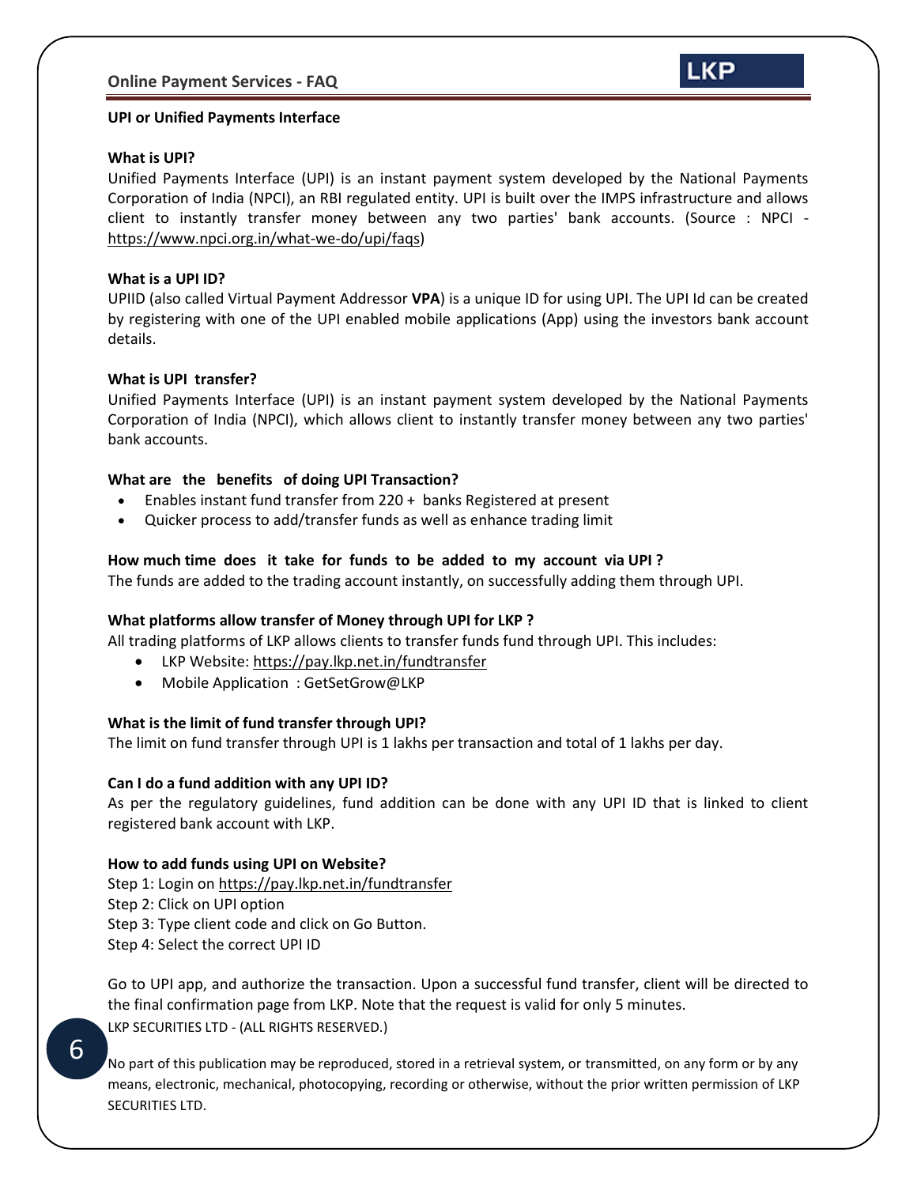## UPI or Unified Payments Interface

### What is UPI?

Unified Payments Interface (UPI) is an instant payment system developed by the National Payments Corporation of India (NPCI), an RBI regulated entity. UPI is built over the IMPS infrastructure and allows client to instantly transfer money between any two parties' bank accounts. (Source : NPCI - https://www.npci.org.in/what-we-do/upi/faqs)

### What is a UPI ID?

UPIID (also called Virtual Payment Addressor **VPA**) is a unique ID for using UPI. The UPI Id can be created by registering with one of the UPI enabled mobile applications (App) using the investors bank account details.

### What is UPI transfer?

Unified Payments Interface (UPI) is an instant payment system developed by the National Payments Corporation of India (NPCI), which allows client to instantly transfer money between any two parties' bank accounts.

### What are the benefits of doing UPI Transaction?

- Enables instant fund transfer from 220 + banks Registered at present
- Quicker process to add/transfer funds as well as enhance trading limit

### How much time does it take for funds to be added to my account via UPI ?

The funds are added to the trading account instantly, on successfully adding them through UPI.

### What platforms allow transfer of Money through UPI for LKP ?

All trading platforms of LKP allows clients to transfer funds fund through UPI. This includes:

- LKP Website: https://pay.lkp.net.in/fundtransfer
- Mobile Application : GetSetGrow@LKP

### What is the limit of fund transfer through UPI?

The limit on fund transfer through UPI is 1 lakhs per transaction and total of 1 lakhs per day.

### Can I do a fund addition with any UPI ID?

As per the regulatory guidelines, fund addition can be done with any UPI ID that is linked to client registered bank account with LKP.

### How to add funds using UPI on Website?

Step 1: Login on https://pay.lkp.net.in/fundtransfer
Step 2: Click on UPI option
Step 3: Type client code and click on Go Button.
Step 4: Select the correct UPI ID

Go to UPI app, and authorize the transaction. Upon a successful fund transfer, client will be directed to the final confirmation page from LKP. Note that the request is valid for only 5 minutes.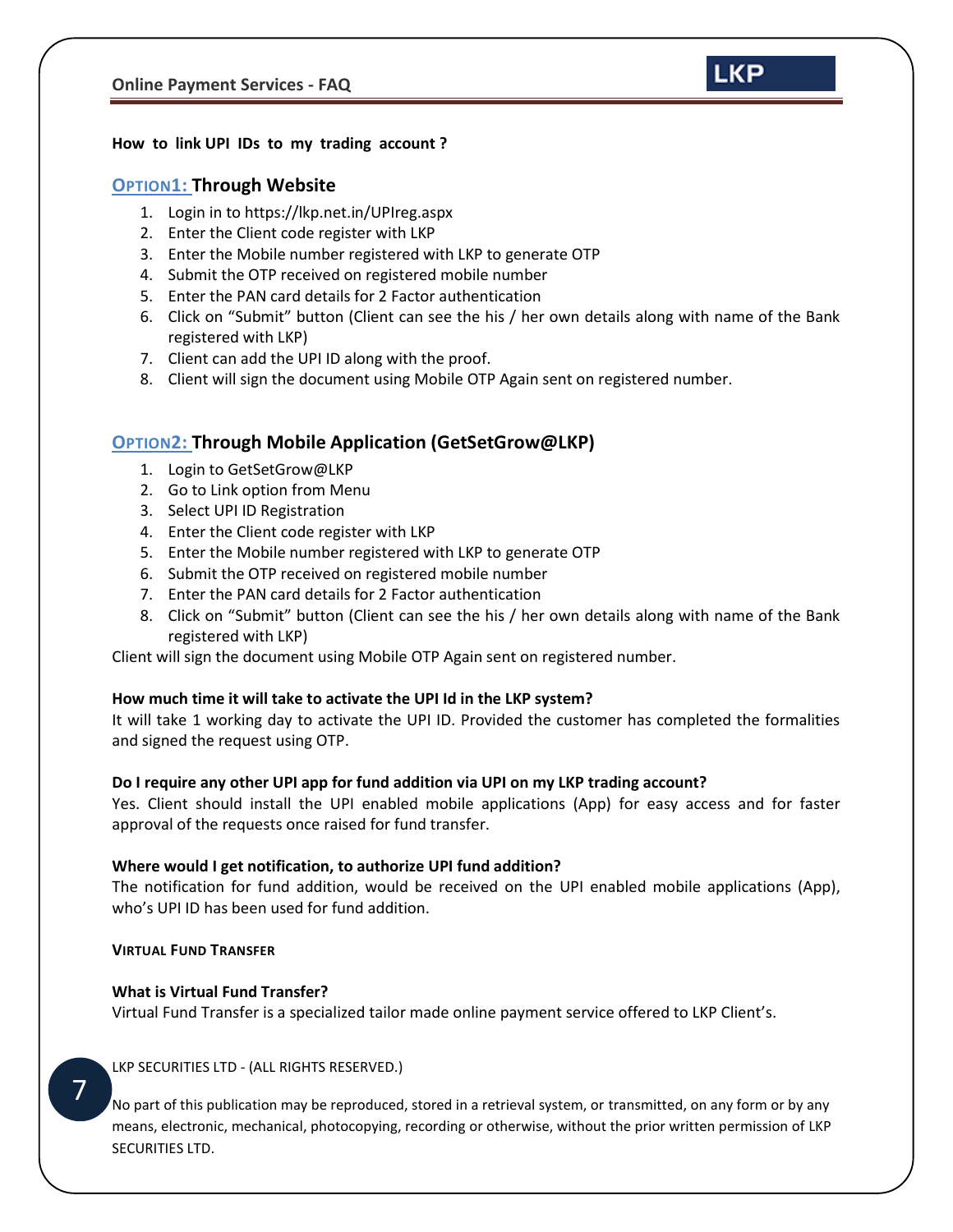**How to link UPI IDs to my trading account ?**

## OPTION1: Through Website

1. Login in to https://lkp.net.in/UPIreg.aspx
2. Enter the Client code register with LKP
3. Enter the Mobile number registered with LKP to generate OTP
4. Submit the OTP received on registered mobile number
5. Enter the PAN card details for 2 Factor authentication
6. Click on "Submit" button (Client can see the his / her own details along with name of the Bank registered with LKP)
7. Client can add the UPI ID along with the proof.
8. Client will sign the document using Mobile OTP Again sent on registered number.

## OPTION2: Through Mobile Application (GetSetGrow@LKP)

1. Login to GetSetGrow@LKP
2. Go to Link option from Menu
3. Select UPI ID Registration
4. Enter the Client code register with LKP
5. Enter the Mobile number registered with LKP to generate OTP
6. Submit the OTP received on registered mobile number
7. Enter the PAN card details for 2 Factor authentication
8. Click on "Submit" button (Client can see the his / her own details along with name of the Bank registered with LKP)

Client will sign the document using Mobile OTP Again sent on registered number.

**How much time it will take to activate the UPI Id in the LKP system?**

It will take 1 working day to activate the UPI ID. Provided the customer has completed the formalities and signed the request using OTP.

**Do I require any other UPI app for fund addition via UPI on my LKP trading account?**

Yes. Client should install the UPI enabled mobile applications (App) for easy access and for faster approval of the requests once raised for fund transfer.

**Where would I get notification, to authorize UPI fund addition?**

The notification for fund addition, would be received on the UPI enabled mobile applications (App), who's UPI ID has been used for fund addition.

### VIRTUAL FUND TRANSFER

**What is Virtual Fund Transfer?**

Virtual Fund Transfer is a specialized tailor made online payment service offered to LKP Client's.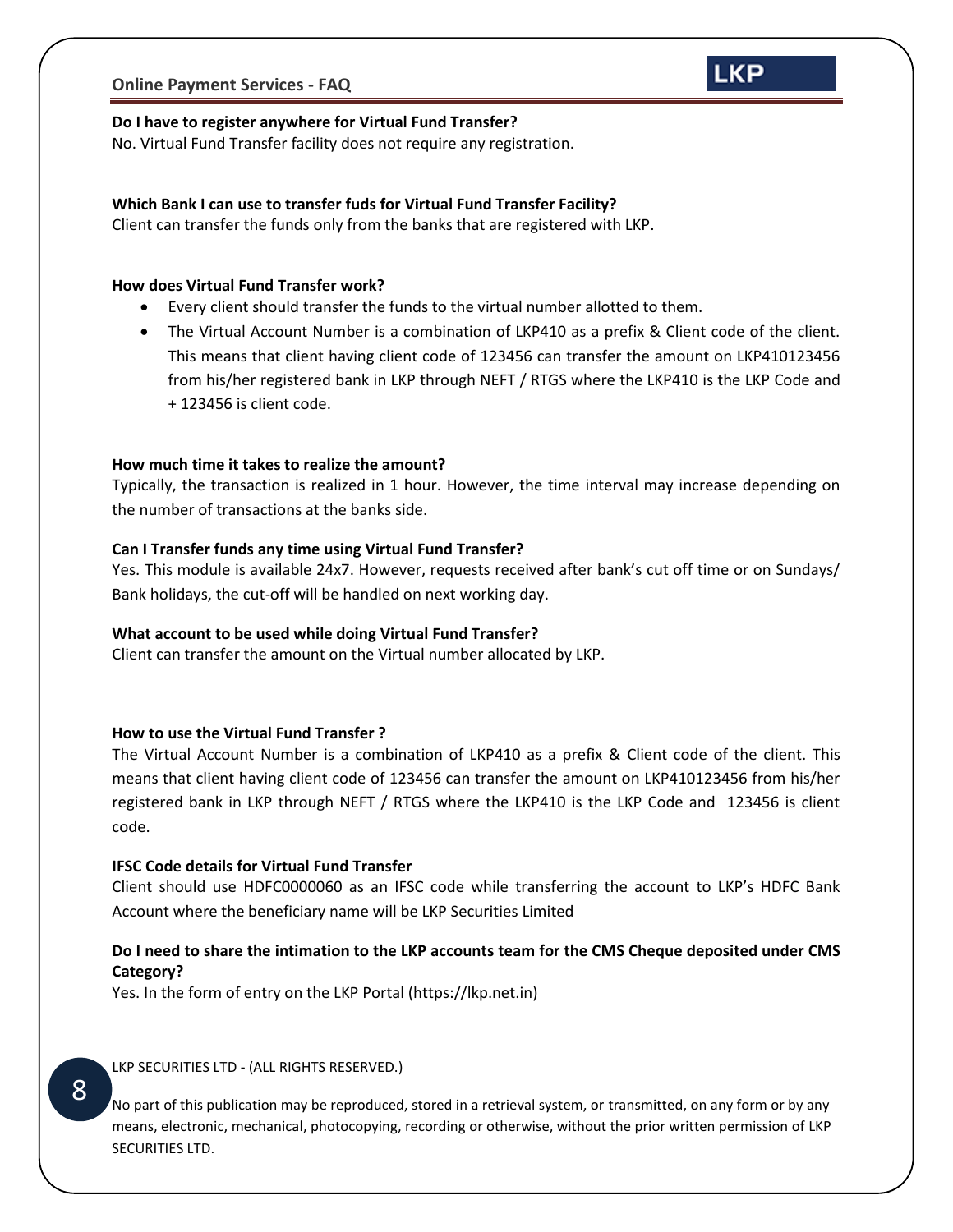**Do I have to register anywhere for Virtual Fund Transfer?**

No. Virtual Fund Transfer facility does not require any registration.

**Which Bank I can use to transfer fuds for Virtual Fund Transfer Facility?**

Client can transfer the funds only from the banks that are registered with LKP.

**How does Virtual Fund Transfer work?**

- Every client should transfer the funds to the virtual number allotted to them.
- The Virtual Account Number is a combination of LKP410 as a prefix & Client code of the client. This means that client having client code of 123456 can transfer the amount on LKP410123456 from his/her registered bank in LKP through NEFT / RTGS where the LKP410 is the LKP Code and + 123456 is client code.

**How much time it takes to realize the amount?**

Typically, the transaction is realized in 1 hour. However, the time interval may increase depending on the number of transactions at the banks side.

**Can I Transfer funds any time using Virtual Fund Transfer?**

Yes. This module is available 24x7. However, requests received after bank's cut off time or on Sundays/ Bank holidays, the cut-off will be handled on next working day.

**What account to be used while doing Virtual Fund Transfer?**

Client can transfer the amount on the Virtual number allocated by LKP.

**How to use the Virtual Fund Transfer ?**

The Virtual Account Number is a combination of LKP410 as a prefix & Client code of the client. This means that client having client code of 123456 can transfer the amount on LKP410123456 from his/her registered bank in LKP through NEFT / RTGS where the LKP410 is the LKP Code and 123456 is client code.

**IFSC Code details for Virtual Fund Transfer**

Client should use HDFC0000060 as an IFSC code while transferring the account to LKP's HDFC Bank Account where the beneficiary name will be LKP Securities Limited

**Do I need to share the intimation to the LKP accounts team for the CMS Cheque deposited under CMS Category?**

Yes. In the form of entry on the LKP Portal (https://lkp.net.in)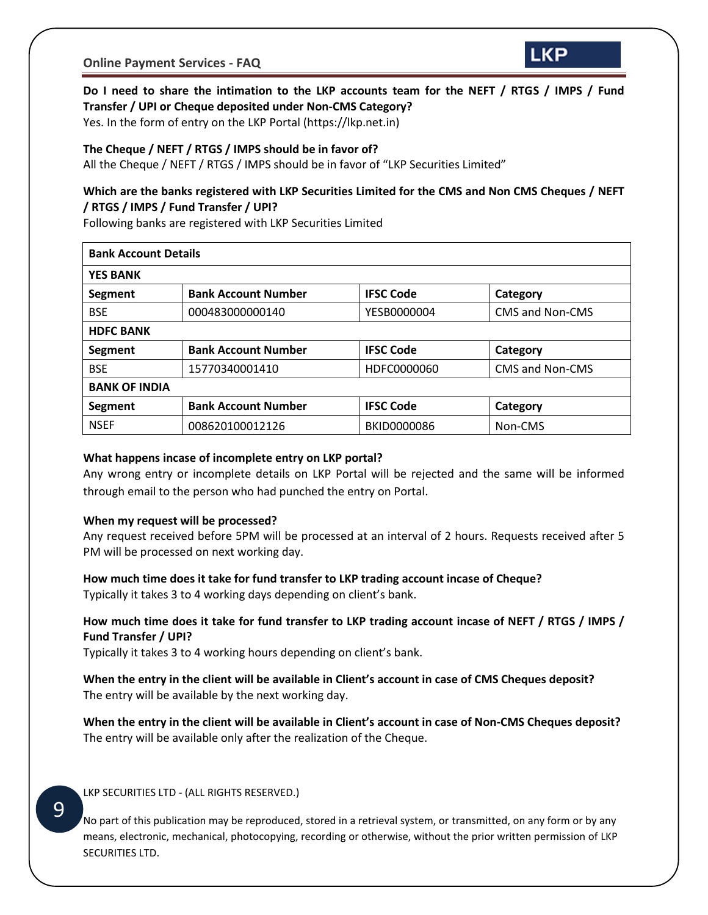**Do I need to share the intimation to the LKP accounts team for the NEFT / RTGS / IMPS / Fund Transfer / UPI or Cheque deposited under Non-CMS Category?**

Yes. In the form of entry on the LKP Portal (https://lkp.net.in)

**The Cheque / NEFT / RTGS / IMPS should be in favor of?**

All the Cheque / NEFT / RTGS / IMPS should be in favor of "LKP Securities Limited"

**Which are the banks registered with LKP Securities Limited for the CMS and Non CMS Cheques / NEFT / RTGS / IMPS / Fund Transfer / UPI?**

Following banks are registered with LKP Securities Limited

| Bank Account Details | | | |
|---|---|---|---|
| **YES BANK** | | | |
| **Segment** | **Bank Account Number** | **IFSC Code** | **Category** |
| BSE | 000483000000140 | YESB0000004 | CMS and Non-CMS |
| **HDFC BANK** | | | |
| **Segment** | **Bank Account Number** | **IFSC Code** | **Category** |
| BSE | 15770340001410 | HDFC0000060 | CMS and Non-CMS |
| **BANK OF INDIA** | | | |
| **Segment** | **Bank Account Number** | **IFSC Code** | **Category** |
| NSEF | 008620100012126 | BKID0000086 | Non-CMS |

**What happens incase of incomplete entry on LKP portal?**

Any wrong entry or incomplete details on LKP Portal will be rejected and the same will be informed through email to the person who had punched the entry on Portal.

**When my request will be processed?**

Any request received before 5PM will be processed at an interval of 2 hours. Requests received after 5 PM will be processed on next working day.

**How much time does it take for fund transfer to LKP trading account incase of Cheque?**

Typically it takes 3 to 4 working days depending on client's bank.

**How much time does it take for fund transfer to LKP trading account incase of NEFT / RTGS / IMPS / Fund Transfer / UPI?**

Typically it takes 3 to 4 working hours depending on client's bank.

**When the entry in the client will be available in Client's account in case of CMS Cheques deposit?**

The entry will be available by the next working day.

**When the entry in the client will be available in Client's account in case of Non-CMS Cheques deposit?**

The entry will be available only after the realization of the Cheque.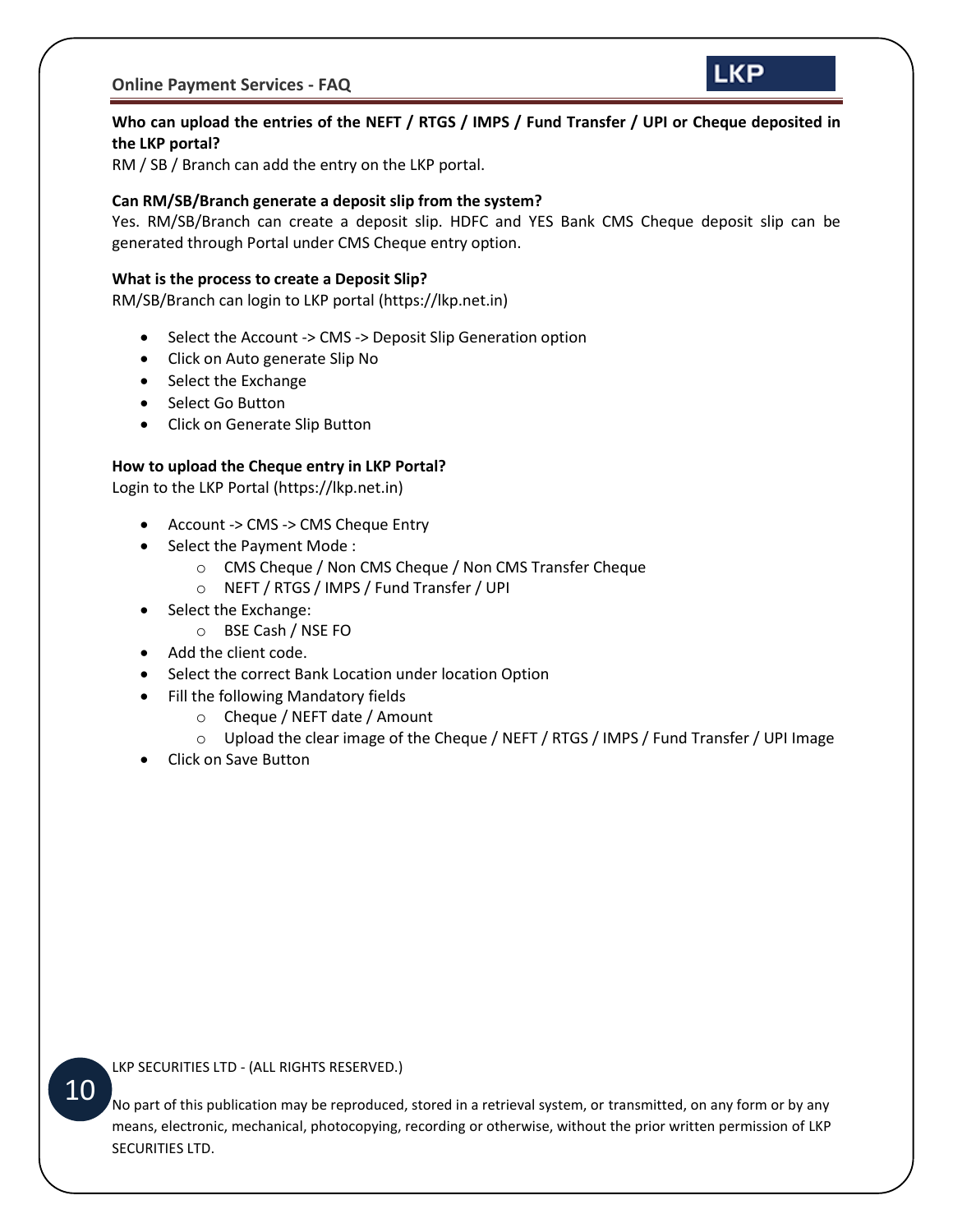**Who can upload the entries of the NEFT / RTGS / IMPS / Fund Transfer / UPI or Cheque deposited in the LKP portal?**

RM / SB / Branch can add the entry on the LKP portal.

**Can RM/SB/Branch generate a deposit slip from the system?**

Yes. RM/SB/Branch can create a deposit slip. HDFC and YES Bank CMS Cheque deposit slip can be generated through Portal under CMS Cheque entry option.

**What is the process to create a Deposit Slip?**

RM/SB/Branch can login to LKP portal (https://lkp.net.in)

- Select the Account -> CMS -> Deposit Slip Generation option
- Click on Auto generate Slip No
- Select the Exchange
- Select Go Button
- Click on Generate Slip Button

**How to upload the Cheque entry in LKP Portal?**

Login to the LKP Portal (https://lkp.net.in)

- Account -> CMS -> CMS Cheque Entry
- Select the Payment Mode :
  - CMS Cheque / Non CMS Cheque / Non CMS Transfer Cheque
  - NEFT / RTGS / IMPS / Fund Transfer / UPI
- Select the Exchange:
  - BSE Cash / NSE FO
- Add the client code.
- Select the correct Bank Location under location Option
- Fill the following Mandatory fields
  - Cheque / NEFT date / Amount
  - Upload the clear image of the Cheque / NEFT / RTGS / IMPS / Fund Transfer / UPI Image
- Click on Save Button